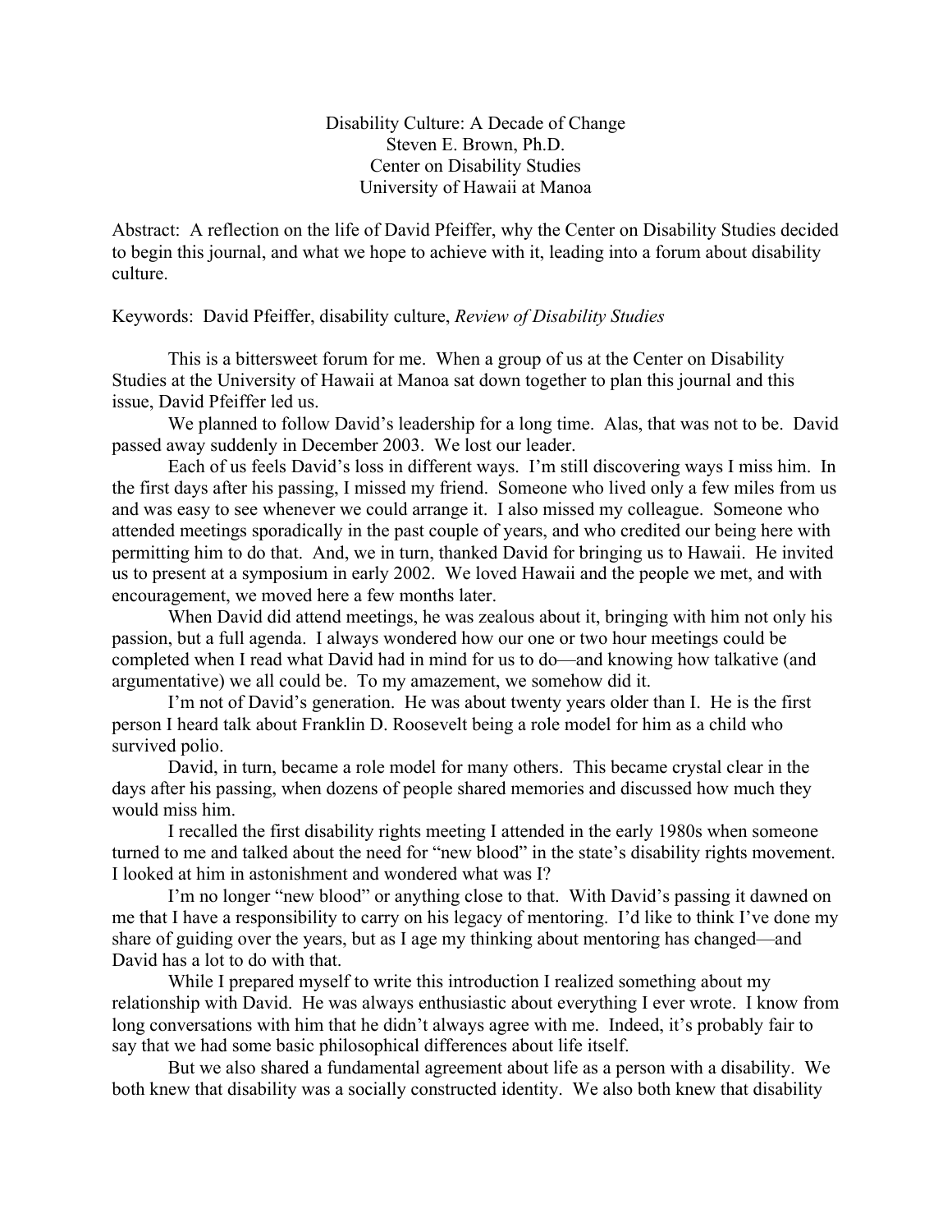# Disability Culture: A Decade of Change

Steven E. Brown, Ph.D.
Center on Disability Studies
University of Hawaii at Manoa

Abstract: A reflection on the life of David Pfeiffer, why the Center on Disability Studies decided to begin this journal, and what we hope to achieve with it, leading into a forum about disability culture.

Keywords: David Pfeiffer, disability culture, *Review of Disability Studies*

This is a bittersweet forum for me. When a group of us at the Center on Disability Studies at the University of Hawaii at Manoa sat down together to plan this journal and this issue, David Pfeiffer led us.

We planned to follow David's leadership for a long time. Alas, that was not to be. David passed away suddenly in December 2003. We lost our leader.

Each of us feels David's loss in different ways. I'm still discovering ways I miss him. In the first days after his passing, I missed my friend. Someone who lived only a few miles from us and was easy to see whenever we could arrange it. I also missed my colleague. Someone who attended meetings sporadically in the past couple of years, and who credited our being here with permitting him to do that. And, we in turn, thanked David for bringing us to Hawaii. He invited us to present at a symposium in early 2002. We loved Hawaii and the people we met, and with encouragement, we moved here a few months later.

When David did attend meetings, he was zealous about it, bringing with him not only his passion, but a full agenda. I always wondered how our one or two hour meetings could be completed when I read what David had in mind for us to do—and knowing how talkative (and argumentative) we all could be. To my amazement, we somehow did it.

I'm not of David's generation. He was about twenty years older than I. He is the first person I heard talk about Franklin D. Roosevelt being a role model for him as a child who survived polio.

David, in turn, became a role model for many others. This became crystal clear in the days after his passing, when dozens of people shared memories and discussed how much they would miss him.

I recalled the first disability rights meeting I attended in the early 1980s when someone turned to me and talked about the need for "new blood" in the state's disability rights movement. I looked at him in astonishment and wondered what was I?

I'm no longer "new blood" or anything close to that. With David's passing it dawned on me that I have a responsibility to carry on his legacy of mentoring. I'd like to think I've done my share of guiding over the years, but as I age my thinking about mentoring has changed—and David has a lot to do with that.

While I prepared myself to write this introduction I realized something about my relationship with David. He was always enthusiastic about everything I ever wrote. I know from long conversations with him that he didn't always agree with me. Indeed, it's probably fair to say that we had some basic philosophical differences about life itself.

But we also shared a fundamental agreement about life as a person with a disability. We both knew that disability was a socially constructed identity. We also both knew that disability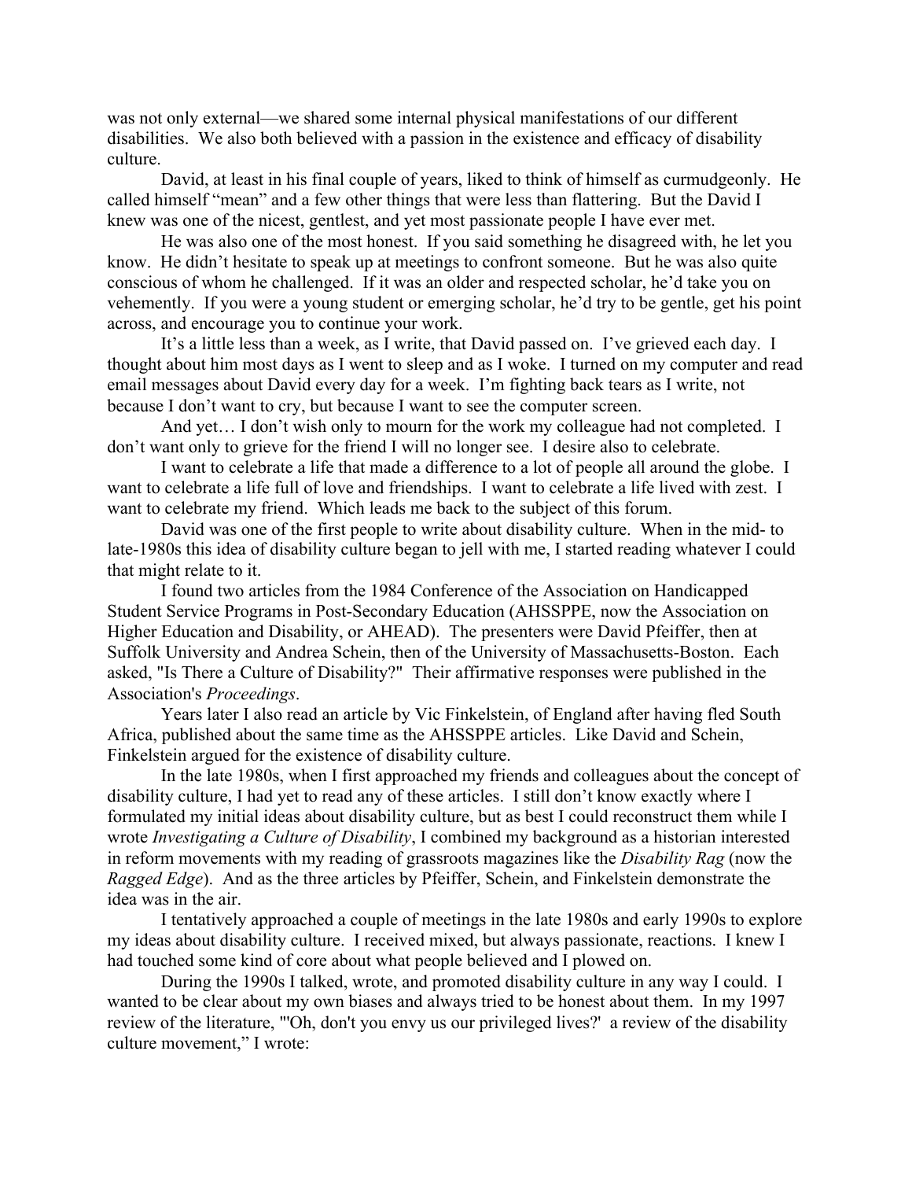was not only external—we shared some internal physical manifestations of our different disabilities. We also both believed with a passion in the existence and efficacy of disability culture.

David, at least in his final couple of years, liked to think of himself as curmudgeonly. He called himself "mean" and a few other things that were less than flattering. But the David I knew was one of the nicest, gentlest, and yet most passionate people I have ever met.

He was also one of the most honest. If you said something he disagreed with, he let you know. He didn't hesitate to speak up at meetings to confront someone. But he was also quite conscious of whom he challenged. If it was an older and respected scholar, he'd take you on vehemently. If you were a young student or emerging scholar, he'd try to be gentle, get his point across, and encourage you to continue your work.

It's a little less than a week, as I write, that David passed on. I've grieved each day. I thought about him most days as I went to sleep and as I woke. I turned on my computer and read email messages about David every day for a week. I'm fighting back tears as I write, not because I don't want to cry, but because I want to see the computer screen.

And yet… I don't wish only to mourn for the work my colleague had not completed. I don't want only to grieve for the friend I will no longer see. I desire also to celebrate.

I want to celebrate a life that made a difference to a lot of people all around the globe. I want to celebrate a life full of love and friendships. I want to celebrate a life lived with zest. I want to celebrate my friend. Which leads me back to the subject of this forum.

David was one of the first people to write about disability culture. When in the mid- to late-1980s this idea of disability culture began to jell with me, I started reading whatever I could that might relate to it.

I found two articles from the 1984 Conference of the Association on Handicapped Student Service Programs in Post-Secondary Education (AHSSPPE, now the Association on Higher Education and Disability, or AHEAD). The presenters were David Pfeiffer, then at Suffolk University and Andrea Schein, then of the University of Massachusetts-Boston. Each asked, "Is There a Culture of Disability?" Their affirmative responses were published in the Association's *Proceedings*.

Years later I also read an article by Vic Finkelstein, of England after having fled South Africa, published about the same time as the AHSSPPE articles. Like David and Schein, Finkelstein argued for the existence of disability culture.

In the late 1980s, when I first approached my friends and colleagues about the concept of disability culture, I had yet to read any of these articles. I still don't know exactly where I formulated my initial ideas about disability culture, but as best I could reconstruct them while I wrote *Investigating a Culture of Disability*, I combined my background as a historian interested in reform movements with my reading of grassroots magazines like the *Disability Rag* (now the *Ragged Edge*). And as the three articles by Pfeiffer, Schein, and Finkelstein demonstrate the idea was in the air.

I tentatively approached a couple of meetings in the late 1980s and early 1990s to explore my ideas about disability culture. I received mixed, but always passionate, reactions. I knew I had touched some kind of core about what people believed and I plowed on.

During the 1990s I talked, wrote, and promoted disability culture in any way I could. I wanted to be clear about my own biases and always tried to be honest about them. In my 1997 review of the literature, "'Oh, don't you envy us our privileged lives?' a review of the disability culture movement," I wrote: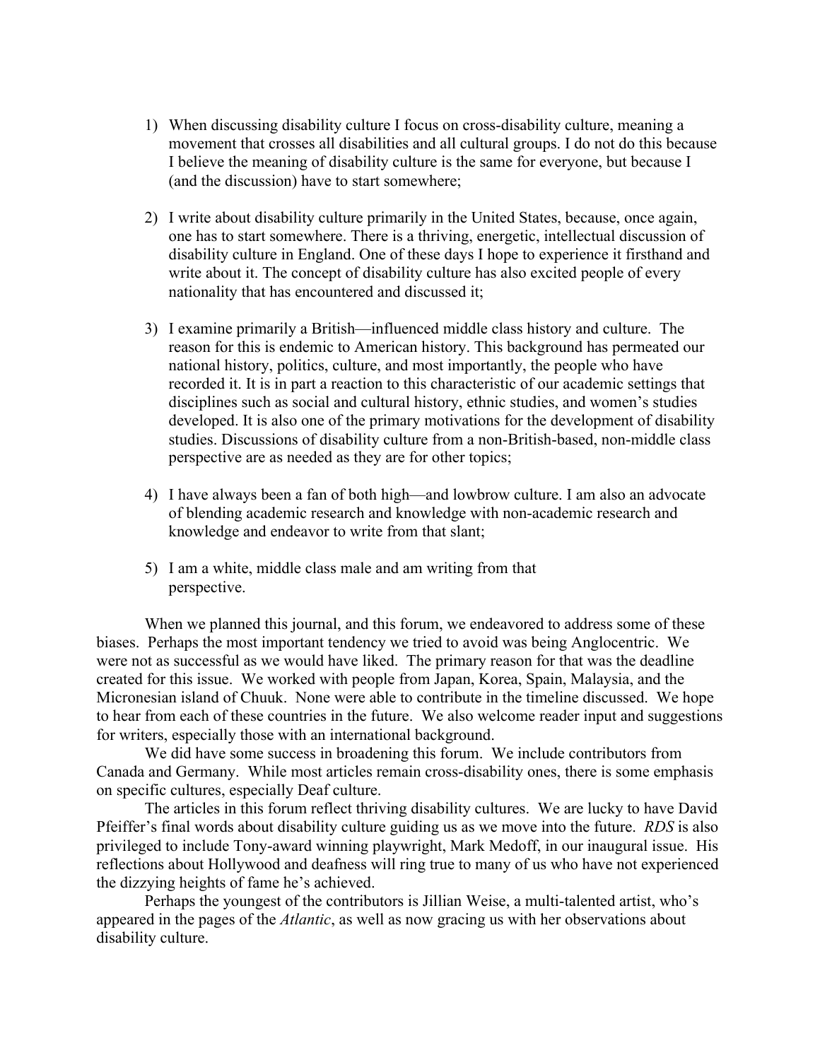1) When discussing disability culture I focus on cross-disability culture, meaning a movement that crosses all disabilities and all cultural groups. I do not do this because I believe the meaning of disability culture is the same for everyone, but because I (and the discussion) have to start somewhere;

2) I write about disability culture primarily in the United States, because, once again, one has to start somewhere. There is a thriving, energetic, intellectual discussion of disability culture in England. One of these days I hope to experience it firsthand and write about it. The concept of disability culture has also excited people of every nationality that has encountered and discussed it;

3) I examine primarily a British—influenced middle class history and culture. The reason for this is endemic to American history. This background has permeated our national history, politics, culture, and most importantly, the people who have recorded it. It is in part a reaction to this characteristic of our academic settings that disciplines such as social and cultural history, ethnic studies, and women's studies developed. It is also one of the primary motivations for the development of disability studies. Discussions of disability culture from a non-British-based, non-middle class perspective are as needed as they are for other topics;

4) I have always been a fan of both high—and lowbrow culture. I am also an advocate of blending academic research and knowledge with non-academic research and knowledge and endeavor to write from that slant;

5) I am a white, middle class male and am writing from that perspective.

When we planned this journal, and this forum, we endeavored to address some of these biases. Perhaps the most important tendency we tried to avoid was being Anglocentric. We were not as successful as we would have liked. The primary reason for that was the deadline created for this issue. We worked with people from Japan, Korea, Spain, Malaysia, and the Micronesian island of Chuuk. None were able to contribute in the timeline discussed. We hope to hear from each of these countries in the future. We also welcome reader input and suggestions for writers, especially those with an international background.

We did have some success in broadening this forum. We include contributors from Canada and Germany. While most articles remain cross-disability ones, there is some emphasis on specific cultures, especially Deaf culture.

The articles in this forum reflect thriving disability cultures. We are lucky to have David Pfeiffer's final words about disability culture guiding us as we move into the future. *RDS* is also privileged to include Tony-award winning playwright, Mark Medoff, in our inaugural issue. His reflections about Hollywood and deafness will ring true to many of us who have not experienced the dizzying heights of fame he's achieved.

Perhaps the youngest of the contributors is Jillian Weise, a multi-talented artist, who's appeared in the pages of the *Atlantic*, as well as now gracing us with her observations about disability culture.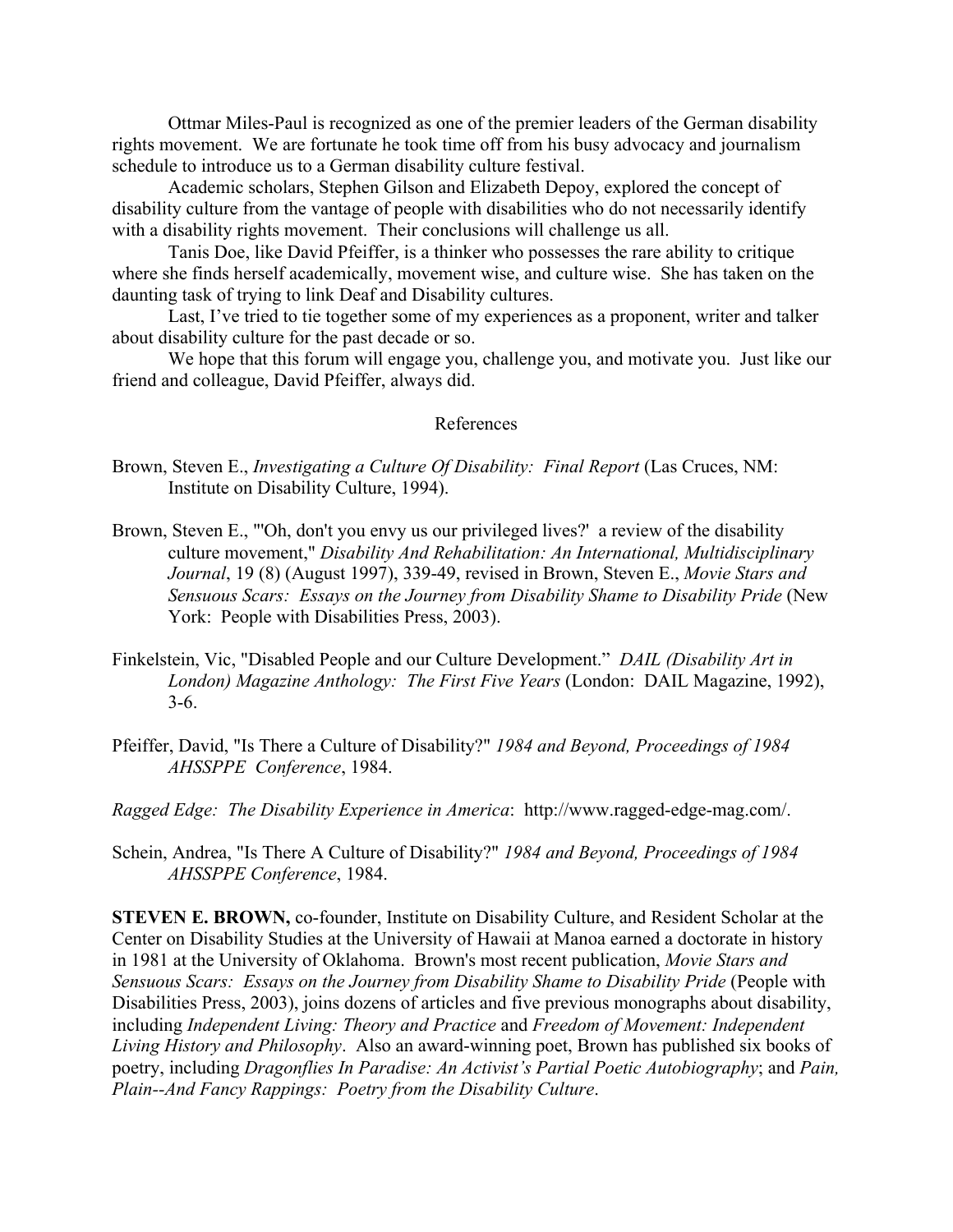Ottmar Miles-Paul is recognized as one of the premier leaders of the German disability rights movement. We are fortunate he took time off from his busy advocacy and journalism schedule to introduce us to a German disability culture festival.

Academic scholars, Stephen Gilson and Elizabeth Depoy, explored the concept of disability culture from the vantage of people with disabilities who do not necessarily identify with a disability rights movement. Their conclusions will challenge us all.

Tanis Doe, like David Pfeiffer, is a thinker who possesses the rare ability to critique where she finds herself academically, movement wise, and culture wise. She has taken on the daunting task of trying to link Deaf and Disability cultures.

Last, I've tried to tie together some of my experiences as a proponent, writer and talker about disability culture for the past decade or so.

We hope that this forum will engage you, challenge you, and motivate you. Just like our friend and colleague, David Pfeiffer, always did.

## References

Brown, Steven E., *Investigating a Culture Of Disability: Final Report* (Las Cruces, NM: Institute on Disability Culture, 1994).

Brown, Steven E., "'Oh, don't you envy us our privileged lives?' a review of the disability culture movement," *Disability And Rehabilitation: An International, Multidisciplinary Journal*, 19 (8) (August 1997), 339-49, revised in Brown, Steven E., *Movie Stars and Sensuous Scars: Essays on the Journey from Disability Shame to Disability Pride* (New York: People with Disabilities Press, 2003).

Finkelstein, Vic, "Disabled People and our Culture Development." *DAIL (Disability Art in London) Magazine Anthology: The First Five Years* (London: DAIL Magazine, 1992), 3-6.

Pfeiffer, David, "Is There a Culture of Disability?" *1984 and Beyond, Proceedings of 1984 AHSSPPE Conference*, 1984.

*Ragged Edge: The Disability Experience in America*: http://www.ragged-edge-mag.com/.

Schein, Andrea, "Is There A Culture of Disability?" *1984 and Beyond, Proceedings of 1984 AHSSPPE Conference*, 1984.

**STEVEN E. BROWN,** co-founder, Institute on Disability Culture, and Resident Scholar at the Center on Disability Studies at the University of Hawaii at Manoa earned a doctorate in history in 1981 at the University of Oklahoma. Brown's most recent publication, *Movie Stars and Sensuous Scars: Essays on the Journey from Disability Shame to Disability Pride* (People with Disabilities Press, 2003), joins dozens of articles and five previous monographs about disability, including *Independent Living: Theory and Practice* and *Freedom of Movement: Independent Living History and Philosophy*. Also an award-winning poet, Brown has published six books of poetry, including *Dragonflies In Paradise: An Activist's Partial Poetic Autobiography*; and *Pain, Plain--And Fancy Rappings: Poetry from the Disability Culture*.